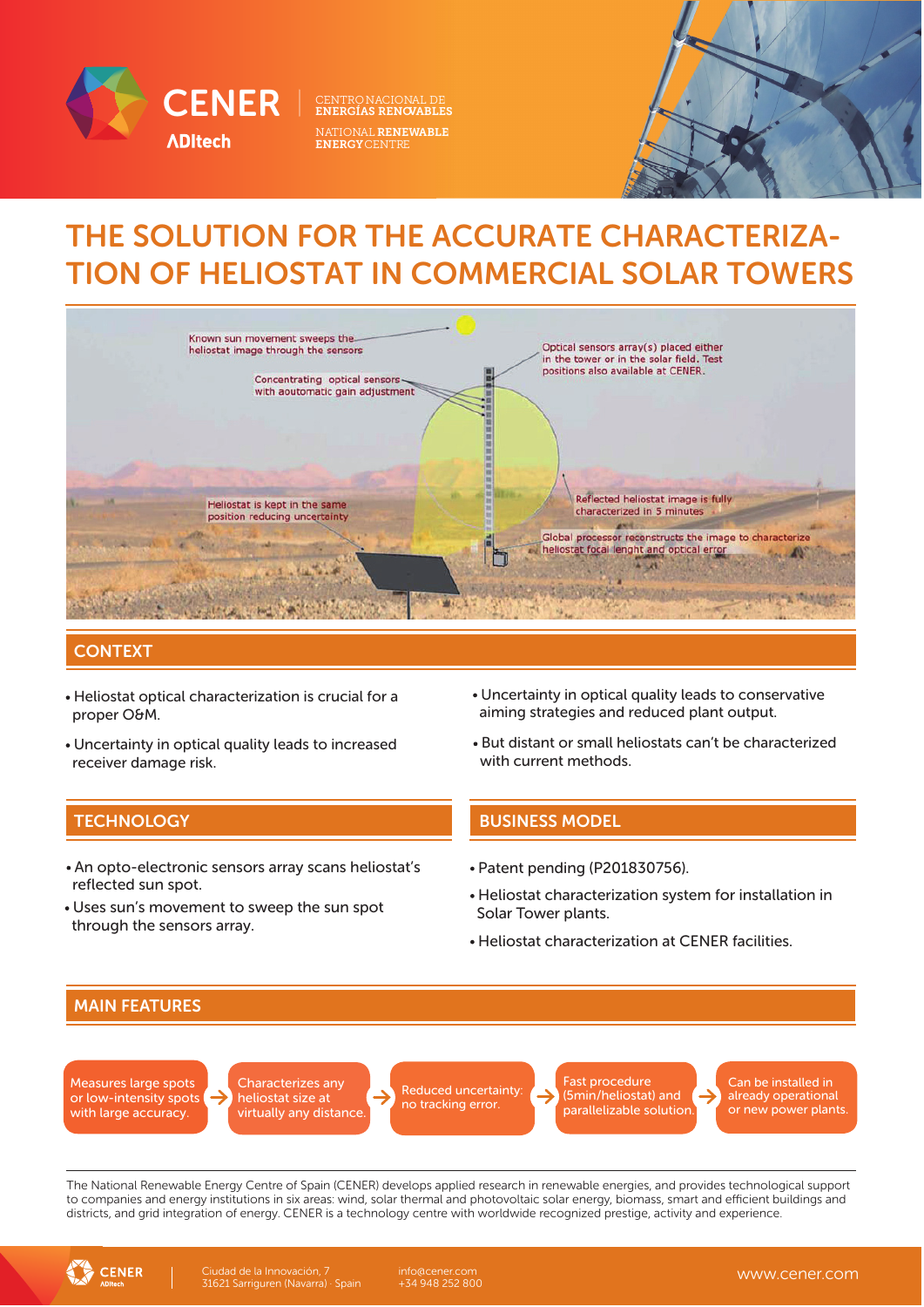CENER
ADItech

CENTRO NACIONAL DE ENERGÍAS RENOVABLES
NATIONAL RENEWABLE ENERGY CENTRE

# THE SOLUTION FOR THE ACCURATE CHARACTERIZATION OF HELIOSTAT IN COMMERCIAL SOLAR TOWERS

Known sun movement sweeps the heliostat image through the sensors

Concentrating optical sensors with aoutomatic gain adjustment

Optical sensors array(s) placed either in the tower or in the solar field. Test positions also available at CENER.

Heliostat is kept in the same position reducing uncertainty

Reflected heliostat image is fully characterized in 5 minutes

Global processor reconstructs the image to characterize heliostat focal lenght and optical error

## CONTEXT

- Heliostat optical characterization is crucial for a proper O&M.
- Uncertainty in optical quality leads to increased receiver damage risk.
- Uncertainty in optical quality leads to conservative aiming strategies and reduced plant output.
- But distant or small heliostats can't be characterized with current methods.

## TECHNOLOGY

- An opto-electronic sensors array scans heliostat's reflected sun spot.
- Uses sun's movement to sweep the sun spot through the sensors array.

## BUSINESS MODEL

- Patent pending (P201830756).
- Heliostat characterization system for installation in Solar Tower plants.
- Heliostat characterization at CENER facilities.

## MAIN FEATURES

Measures large spots or low-intensity spots with large accuracy. → Characterizes any heliostat size at virtually any distance. → Reduced uncertainty: no tracking error. → Fast procedure (5min/heliostat) and parallelizable solution. → Can be installed in already operational or new power plants.

The National Renewable Energy Centre of Spain (CENER) develops applied research in renewable energies, and provides technological support to companies and energy institutions in six areas: wind, solar thermal and photovoltaic solar energy, biomass, smart and efficient buildings and districts, and grid integration of energy. CENER is a technology centre with worldwide recognized prestige, activity and experience.

CENER ADItech | Ciudad de la Innovación, 7 31621 Sarriguren (Navarra) · Spain | info@cener.com +34 948 252 800 | www.cener.com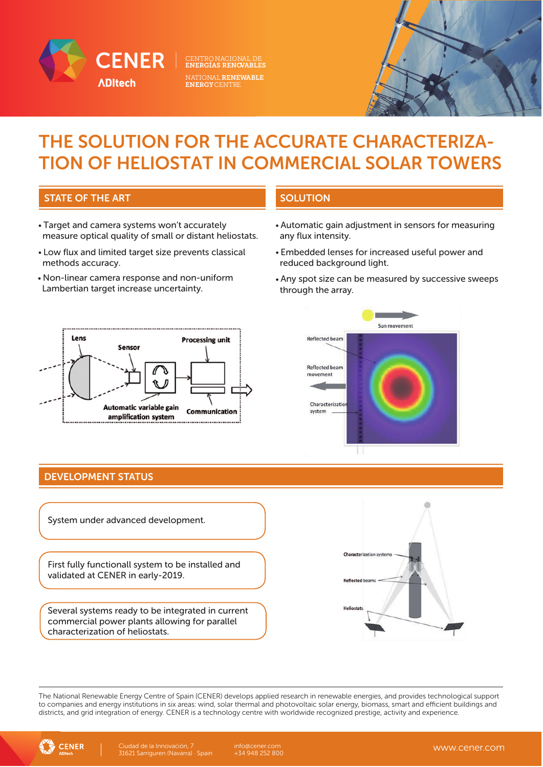CENER

ADItech

CENTRO NACIONAL DE ENERGÍAS RENOVABLES

NATIONAL RENEWABLE ENERGY CENTRE

# THE SOLUTION FOR THE ACCURATE CHARACTERIZATION OF HELIOSTAT IN COMMERCIAL SOLAR TOWERS

## STATE OF THE ART

- Target and camera systems won't accurately measure optical quality of small or distant heliostats.
- Low flux and limited target size prevents classical methods accuracy.
- Non-linear camera response and non-uniform Lambertian target increase uncertainty.

## SOLUTION

- Automatic gain adjustment in sensors for measuring any flux intensity.
- Embedded lenses for increased useful power and reduced background light.
- Any spot size can be measured by successive sweeps through the array.

Lens

Sensor

Processing unit

Automatic variable gain amplification system

Communication

Sun movement

Reflected beam

Reflected beam movement

Characterization system

## DEVELOPMENT STATUS

System under advanced development.

First fully functionall system to be installed and validated at CENER in early-2019.

Several systems ready to be integrated in current commercial power plants allowing for parallel characterization of heliostats.

Characterization systems

Reflected beams

Heliostats

The National Renewable Energy Centre of Spain (CENER) develops applied research in renewable energies, and provides technological support to companies and energy institutions in six areas: wind, solar thermal and photovoltaic solar energy, biomass, smart and efficient buildings and districts, and grid integration of energy. CENER is a technology centre with worldwide recognized prestige, activity and experience.

CENER ADItech | Ciudad de la Innovación, 7 31621 Sarriguren (Navarra) · Spain | info@cener.com +34 948 252 800 | www.cener.com